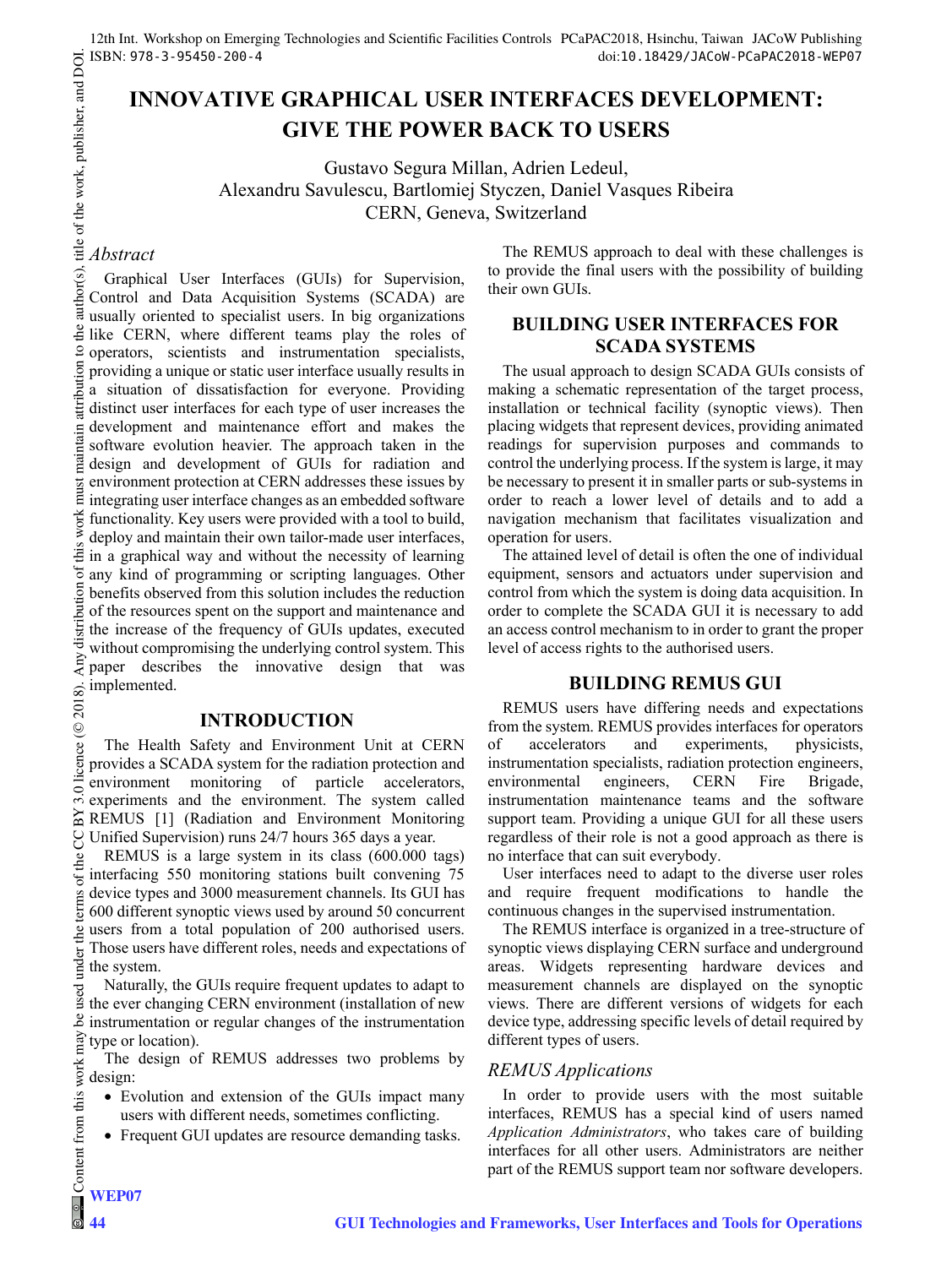# INNOVATIVE GRAPHICAL USER INTERFACES DEVELOPMENT: GIVE THE POWER BACK TO USERS

Gustavo Segura Millan, Adrien Ledeul, Alexandru Savulescu, Bartlomiej Styczen, Daniel Vasques Ribeira
CERN, Geneva, Switzerland

## *Abstract*

Graphical User Interfaces (GUIs) for Supervision, Control and Data Acquisition Systems (SCADA) are usually oriented to specialist users. In big organizations like CERN, where different teams play the roles of operators, scientists and instrumentation specialists, providing a unique or static user interface usually results in a situation of dissatisfaction for everyone. Providing distinct user interfaces for each type of user increases the development and maintenance effort and makes the software evolution heavier. The approach taken in the design and development of GUIs for radiation and environment protection at CERN addresses these issues by integrating user interface changes as an embedded software functionality. Key users were provided with a tool to build, deploy and maintain their own tailor-made user interfaces, in a graphical way and without the necessity of learning any kind of programming or scripting languages. Other benefits observed from this solution includes the reduction of the resources spent on the support and maintenance and the increase of the frequency of GUIs updates, executed without compromising the underlying control system. This paper describes the innovative design that was implemented.

## INTRODUCTION

The Health Safety and Environment Unit at CERN provides a SCADA system for the radiation protection and environment monitoring of particle accelerators, experiments and the environment. The system called REMUS [1] (Radiation and Environment Monitoring Unified Supervision) runs 24/7 hours 365 days a year.

REMUS is a large system in its class (600.000 tags) interfacing 550 monitoring stations built convening 75 device types and 3000 measurement channels. Its GUI has 600 different synoptic views used by around 50 concurrent users from a total population of 200 authorised users. Those users have different roles, needs and expectations of the system.

Naturally, the GUIs require frequent updates to adapt to the ever changing CERN environment (installation of new instrumentation or regular changes of the instrumentation type or location).

The design of REMUS addresses two problems by design:

- Evolution and extension of the GUIs impact many users with different needs, sometimes conflicting.
- Frequent GUI updates are resource demanding tasks.

The REMUS approach to deal with these challenges is to provide the final users with the possibility of building their own GUIs.

## BUILDING USER INTERFACES FOR SCADA SYSTEMS

The usual approach to design SCADA GUIs consists of making a schematic representation of the target process, installation or technical facility (synoptic views). Then placing widgets that represent devices, providing animated readings for supervision purposes and commands to control the underlying process. If the system is large, it may be necessary to present it in smaller parts or sub-systems in order to reach a lower level of details and to add a navigation mechanism that facilitates visualization and operation for users.

The attained level of detail is often the one of individual equipment, sensors and actuators under supervision and control from which the system is doing data acquisition. In order to complete the SCADA GUI it is necessary to add an access control mechanism to in order to grant the proper level of access rights to the authorised users.

## BUILDING REMUS GUI

REMUS users have differing needs and expectations from the system. REMUS provides interfaces for operators of accelerators and experiments, physicists, instrumentation specialists, radiation protection engineers, environmental engineers, CERN Fire Brigade, instrumentation maintenance teams and the software support team. Providing a unique GUI for all these users regardless of their role is not a good approach as there is no interface that can suit everybody.

User interfaces need to adapt to the diverse user roles and require frequent modifications to handle the continuous changes in the supervised instrumentation.

The REMUS interface is organized in a tree-structure of synoptic views displaying CERN surface and underground areas. Widgets representing hardware devices and measurement channels are displayed on the synoptic views. There are different versions of widgets for each device type, addressing specific levels of detail required by different types of users.

### *REMUS Applications*

In order to provide users with the most suitable interfaces, REMUS has a special kind of users named *Application Administrators*, who takes care of building interfaces for all other users. Administrators are neither part of the REMUS support team nor software developers.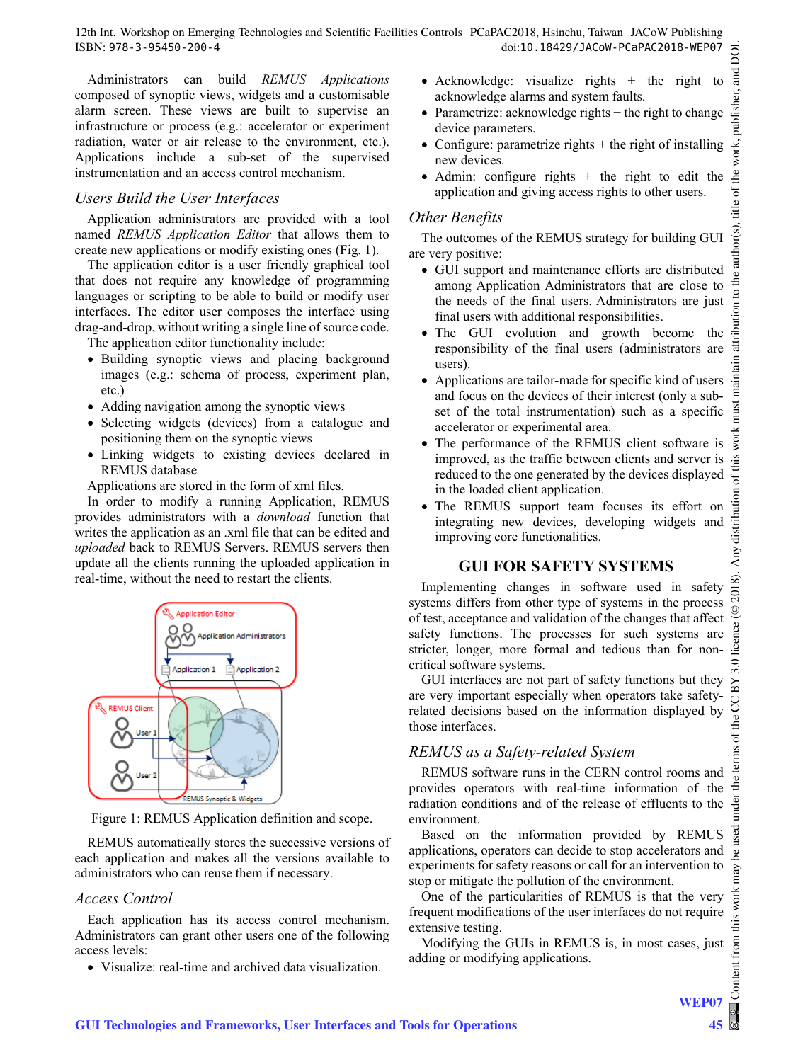Administrators can build *REMUS Applications* composed of synoptic views, widgets and a customisable alarm screen. These views are built to supervise an infrastructure or process (e.g.: accelerator or experiment radiation, water or air release to the environment, etc.). Applications include a sub-set of the supervised instrumentation and an access control mechanism.

### *Users Build the User Interfaces*

Application administrators are provided with a tool named *REMUS Application Editor* that allows them to create new applications or modify existing ones (Fig. 1).

The application editor is a user friendly graphical tool that does not require any knowledge of programming languages or scripting to be able to build or modify user interfaces. The editor user composes the interface using drag-and-drop, without writing a single line of source code.

The application editor functionality include:

- Building synoptic views and placing background images (e.g.: schema of process, experiment plan, etc.)
- Adding navigation among the synoptic views
- Selecting widgets (devices) from a catalogue and positioning them on the synoptic views
- Linking widgets to existing devices declared in REMUS database

Applications are stored in the form of xml files.

In order to modify a running Application, REMUS provides administrators with a *download* function that writes the application as an .xml file that can be edited and *uploaded* back to REMUS Servers. REMUS servers then update all the clients running the uploaded application in real-time, without the need to restart the clients.

Figure 1: REMUS Application definition and scope.

REMUS automatically stores the successive versions of each application and makes all the versions available to administrators who can reuse them if necessary.

### *Access Control*

Each application has its access control mechanism. Administrators can grant other users one of the following access levels:

- Visualize: real-time and archived data visualization.
- Acknowledge: visualize rights + the right to acknowledge alarms and system faults.
- Parametrize: acknowledge rights + the right to change device parameters.
- Configure: parametrize rights + the right of installing new devices.
- Admin: configure rights + the right to edit the application and giving access rights to other users.

### *Other Benefits*

The outcomes of the REMUS strategy for building GUI are very positive:

- GUI support and maintenance efforts are distributed among Application Administrators that are close to the needs of the final users. Administrators are just final users with additional responsibilities.
- The GUI evolution and growth become the responsibility of the final users (administrators are users).
- Applications are tailor-made for specific kind of users and focus on the devices of their interest (only a sub-set of the total instrumentation) such as a specific accelerator or experimental area.
- The performance of the REMUS client software is improved, as the traffic between clients and server is reduced to the one generated by the devices displayed in the loaded client application.
- The REMUS support team focuses its effort on integrating new devices, developing widgets and improving core functionalities.

## GUI FOR SAFETY SYSTEMS

Implementing changes in software used in safety systems differs from other type of systems in the process of test, acceptance and validation of the changes that affect safety functions. The processes for such systems are stricter, longer, more formal and tedious than for non-critical software systems.

GUI interfaces are not part of safety functions but they are very important especially when operators take safety-related decisions based on the information displayed by those interfaces.

### *REMUS as a Safety-related System*

REMUS software runs in the CERN control rooms and provides operators with real-time information of the radiation conditions and of the release of effluents to the environment.

Based on the information provided by REMUS applications, operators can decide to stop accelerators and experiments for safety reasons or call for an intervention to stop or mitigate the pollution of the environment.

One of the particularities of REMUS is that the very frequent modifications of the user interfaces do not require extensive testing.

Modifying the GUIs in REMUS is, in most cases, just adding or modifying applications.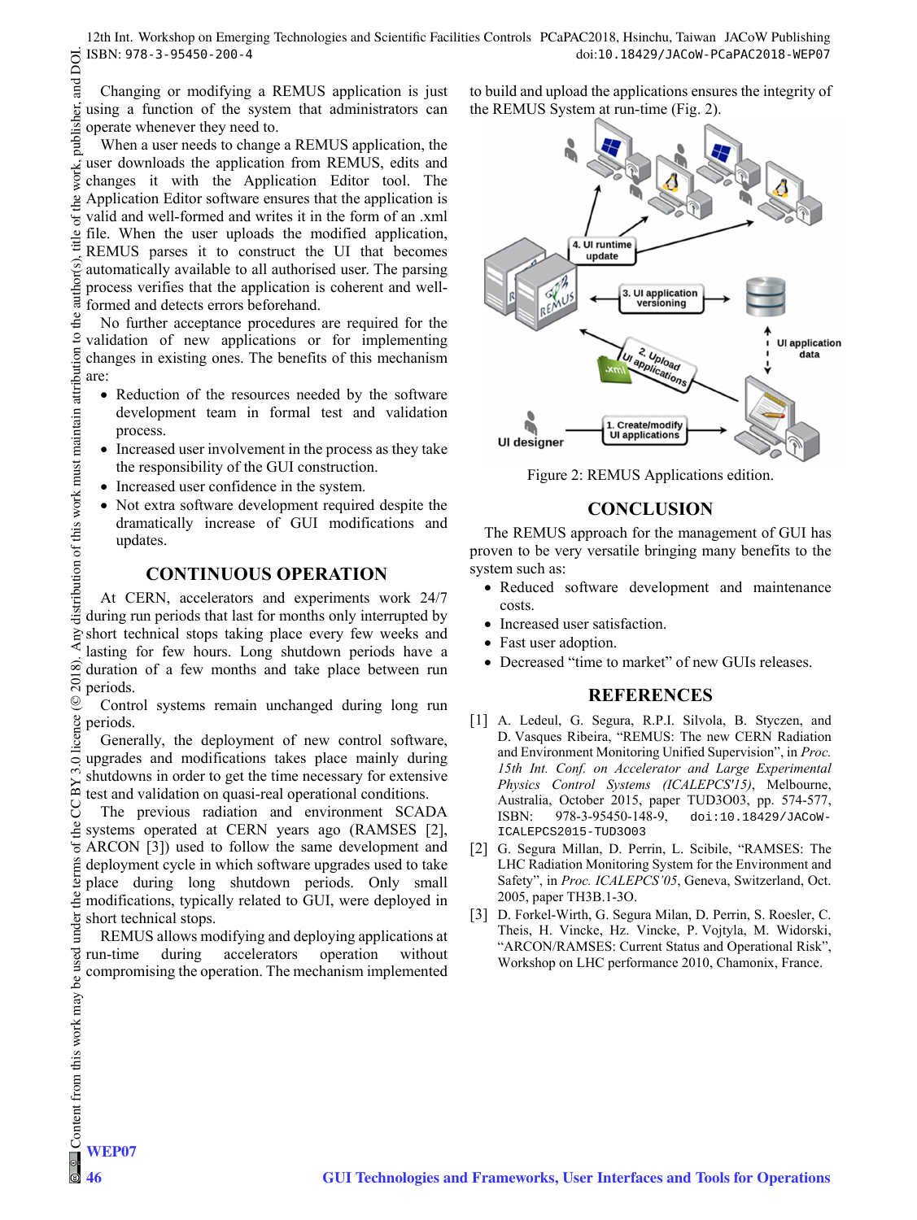Changing or modifying a REMUS application is just using a function of the system that administrators can operate whenever they need to.

When a user needs to change a REMUS application, the user downloads the application from REMUS, edits and changes it with the Application Editor tool. The Application Editor software ensures that the application is valid and well-formed and writes it in the form of an .xml file. When the user uploads the modified application, REMUS parses it to construct the UI that becomes automatically available to all authorised user. The parsing process verifies that the application is coherent and well-formed and detects errors beforehand.

No further acceptance procedures are required for the validation of new applications or for implementing changes in existing ones. The benefits of this mechanism are:

- Reduction of the resources needed by the software development team in formal test and validation process.
- Increased user involvement in the process as they take the responsibility of the GUI construction.
- Increased user confidence in the system.
- Not extra software development required despite the dramatically increase of GUI modifications and updates.

## CONTINUOUS OPERATION

At CERN, accelerators and experiments work 24/7 during run periods that last for months only interrupted by short technical stops taking place every few weeks and lasting for few hours. Long shutdown periods have a duration of a few months and take place between run periods.

Control systems remain unchanged during long run periods.

Generally, the deployment of new control software, upgrades and modifications takes place mainly during shutdowns in order to get the time necessary for extensive test and validation on quasi-real operational conditions.

The previous radiation and environment SCADA systems operated at CERN years ago (RAMSES [2], ARCON [3]) used to follow the same development and deployment cycle in which software upgrades used to take place during long shutdown periods. Only small modifications, typically related to GUI, were deployed in short technical stops.

REMUS allows modifying and deploying applications at run-time during accelerators operation without compromising the operation. The mechanism implemented to build and upload the applications ensures the integrity of the REMUS System at run-time (Fig. 2).

4. UI runtime update

3. UI application versioning

UI application data

2. Upload UI applications

.xml

1. Create/modify UI applications

UI designer

Figure 2: REMUS Applications edition.

## CONCLUSION

The REMUS approach for the management of GUI has proven to be very versatile bringing many benefits to the system such as:

- Reduced software development and maintenance costs.
- Increased user satisfaction.
- Fast user adoption.
- Decreased "time to market" of new GUIs releases.

## REFERENCES

[1] A. Ledeul, G. Segura, R.P.I. Silvola, B. Styczen, and D. Vasques Ribeira, "REMUS: The new CERN Radiation and Environment Monitoring Unified Supervision", in *Proc. 15th Int. Conf. on Accelerator and Large Experimental Physics Control Systems (ICALEPCS'15)*, Melbourne, Australia, October 2015, paper TUD3O03, pp. 574-577, ISBN: 978-3-95450-148-9, doi:10.18429/JACoW-ICALEPCS2015-TUD3O03

[2] G. Segura Millan, D. Perrin, L. Scibile, "RAMSES: The LHC Radiation Monitoring System for the Environment and Safety", in *Proc. ICALEPCS'05*, Geneva, Switzerland, Oct. 2005, paper TH3B.1-3O.

[3] D. Forkel-Wirth, G. Segura Milan, D. Perrin, S. Roesler, C. Theis, H. Vincke, Hz. Vincke, P. Vojtyla, M. Widorski, "ARCON/RAMSES: Current Status and Operational Risk", Workshop on LHC performance 2010, Chamonix, France.